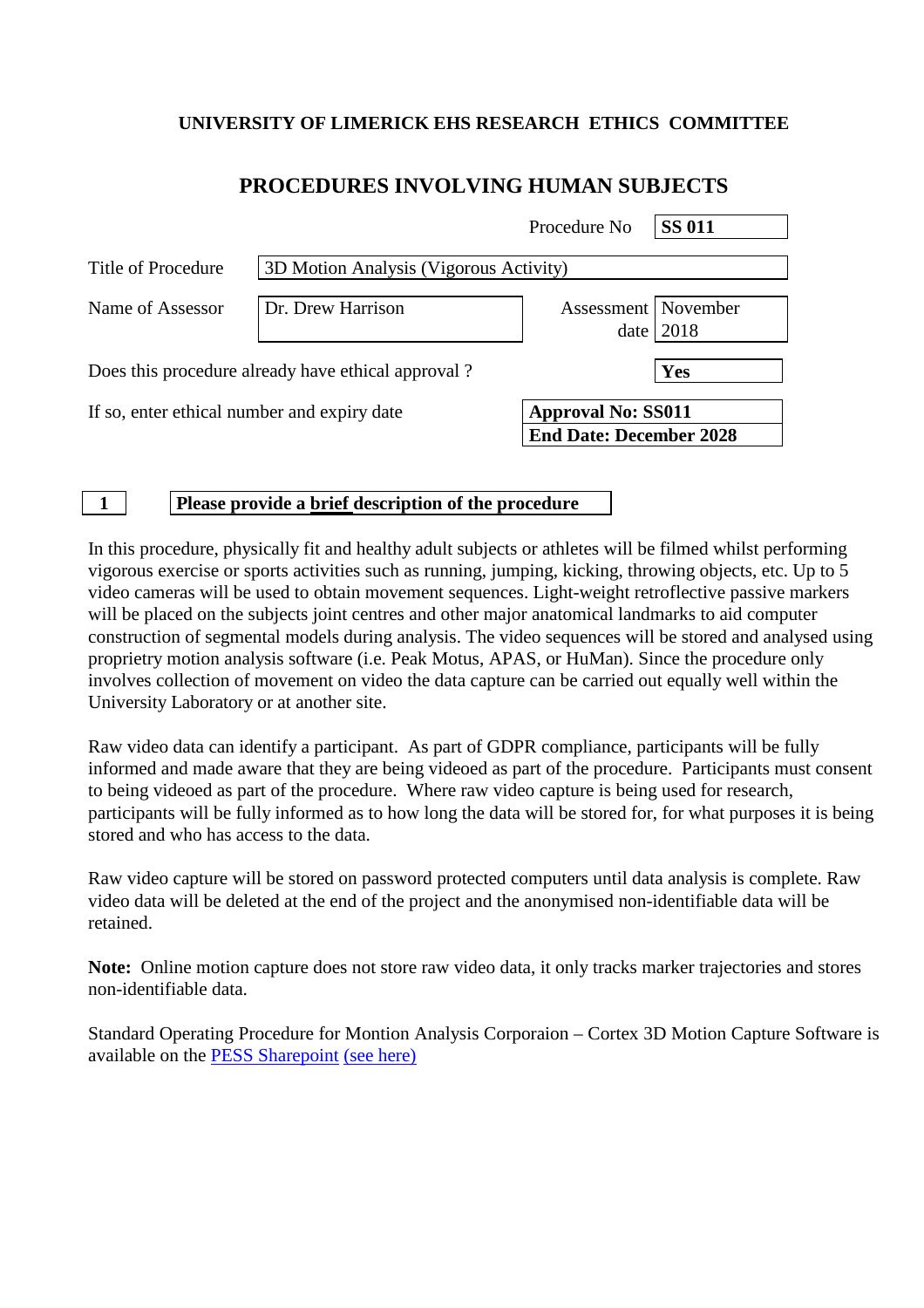**UNIVERSITY OF LIMERICK EHS RESEARCH ETHICS COMMITTEE**

## PROCEDURES INVOLVING HUMAN SUBJECTS

| | |
|---|---|
| Procedure No | **SS 011** |
| Title of Procedure | 3D Motion Analysis (Vigorous Activity) |
| Name of Assessor | Dr. Drew Harrison |
| Assessment date | November 2018 |
| Does this procedure already have ethical approval ? | **Yes** |
| If so, enter ethical number and expiry date | **Approval No: SS011**<br>**End Date: December 2028** |

**1** **Please provide a brief description of the procedure**

In this procedure, physically fit and healthy adult subjects or athletes will be filmed whilst performing vigorous exercise or sports activities such as running, jumping, kicking, throwing objects, etc. Up to 5 video cameras will be used to obtain movement sequences. Light-weight retroflective passive markers will be placed on the subjects joint centres and other major anatomical landmarks to aid computer construction of segmental models during analysis. The video sequences will be stored and analysed using proprietry motion analysis software (i.e. Peak Motus, APAS, or HuMan). Since the procedure only involves collection of movement on video the data capture can be carried out equally well within the University Laboratory or at another site.

Raw video data can identify a participant. As part of GDPR compliance, participants will be fully informed and made aware that they are being videoed as part of the procedure. Participants must consent to being videoed as part of the procedure. Where raw video capture is being used for research, participants will be fully informed as to how long the data will be stored for, for what purposes it is being stored and who has access to the data.

Raw video capture will be stored on password protected computers until data analysis is complete. Raw video data will be deleted at the end of the project and the anonymised non-identifiable data will be retained.

**Note:** Online motion capture does not store raw video data, it only tracks marker trajectories and stores non-identifiable data.

Standard Operating Procedure for Montion Analysis Corporaion – Cortex 3D Motion Capture Software is available on the PESS Sharepoint (see here)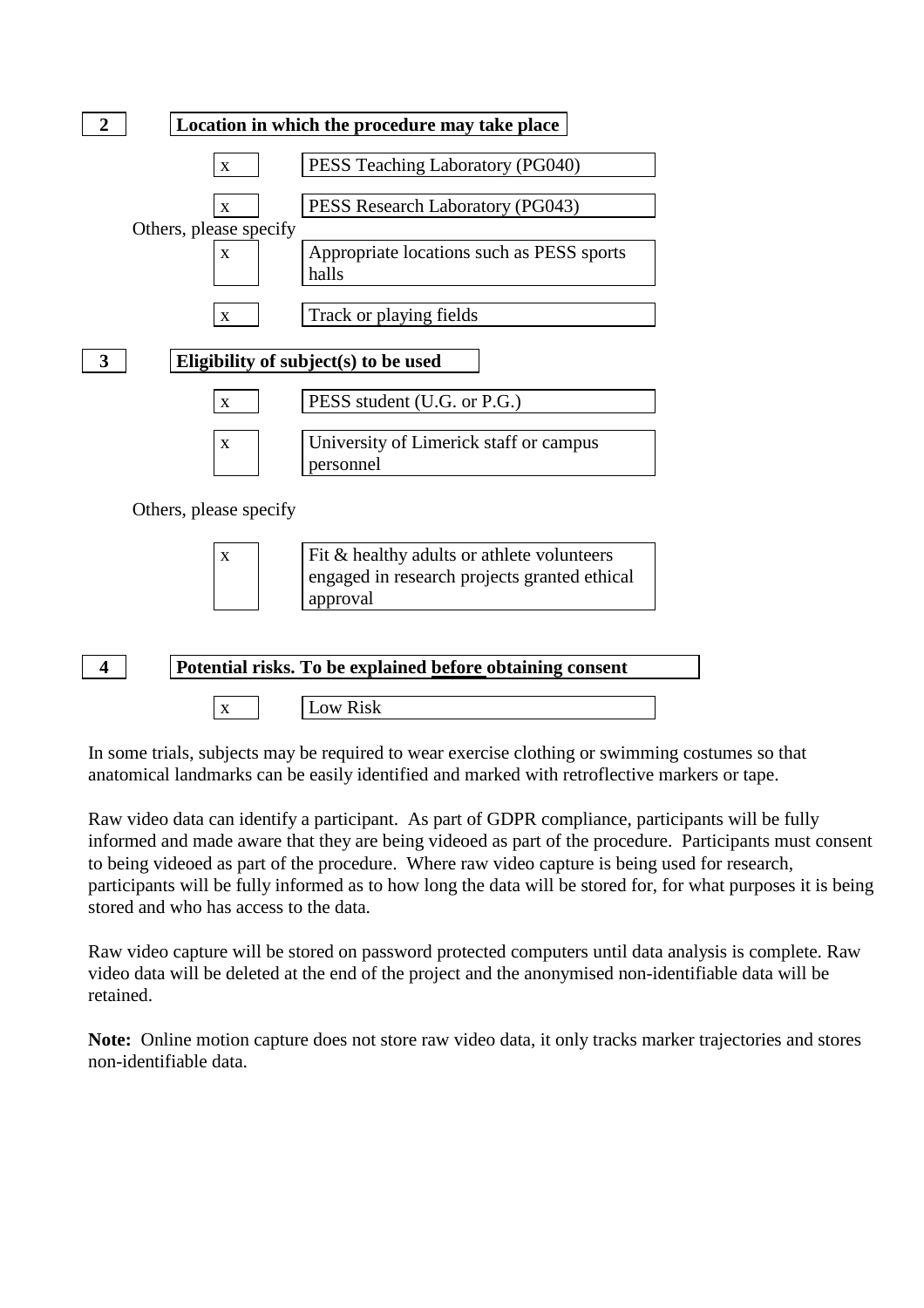**2** **Location in which the procedure may take place**

- x PESS Teaching Laboratory (PG040)
- x PESS Research Laboratory (PG043)

Others, please specify

- x Appropriate locations such as PESS sports halls
- x Track or playing fields

**3** **Eligibility of subject(s) to be used**

- x PESS student (U.G. or P.G.)
- x University of Limerick staff or campus personnel

Others, please specify

- x Fit & healthy adults or athlete volunteers engaged in research projects granted ethical approval

**4** **Potential risks. To be explained <u>before</u> obtaining consent**

- x Low Risk

In some trials, subjects may be required to wear exercise clothing or swimming costumes so that anatomical landmarks can be easily identified and marked with retroflective markers or tape.

Raw video data can identify a participant. As part of GDPR compliance, participants will be fully informed and made aware that they are being videoed as part of the procedure. Participants must consent to being videoed as part of the procedure. Where raw video capture is being used for research, participants will be fully informed as to how long the data will be stored for, for what purposes it is being stored and who has access to the data.

Raw video capture will be stored on password protected computers until data analysis is complete. Raw video data will be deleted at the end of the project and the anonymised non-identifiable data will be retained.

**Note:** Online motion capture does not store raw video data, it only tracks marker trajectories and stores non-identifiable data.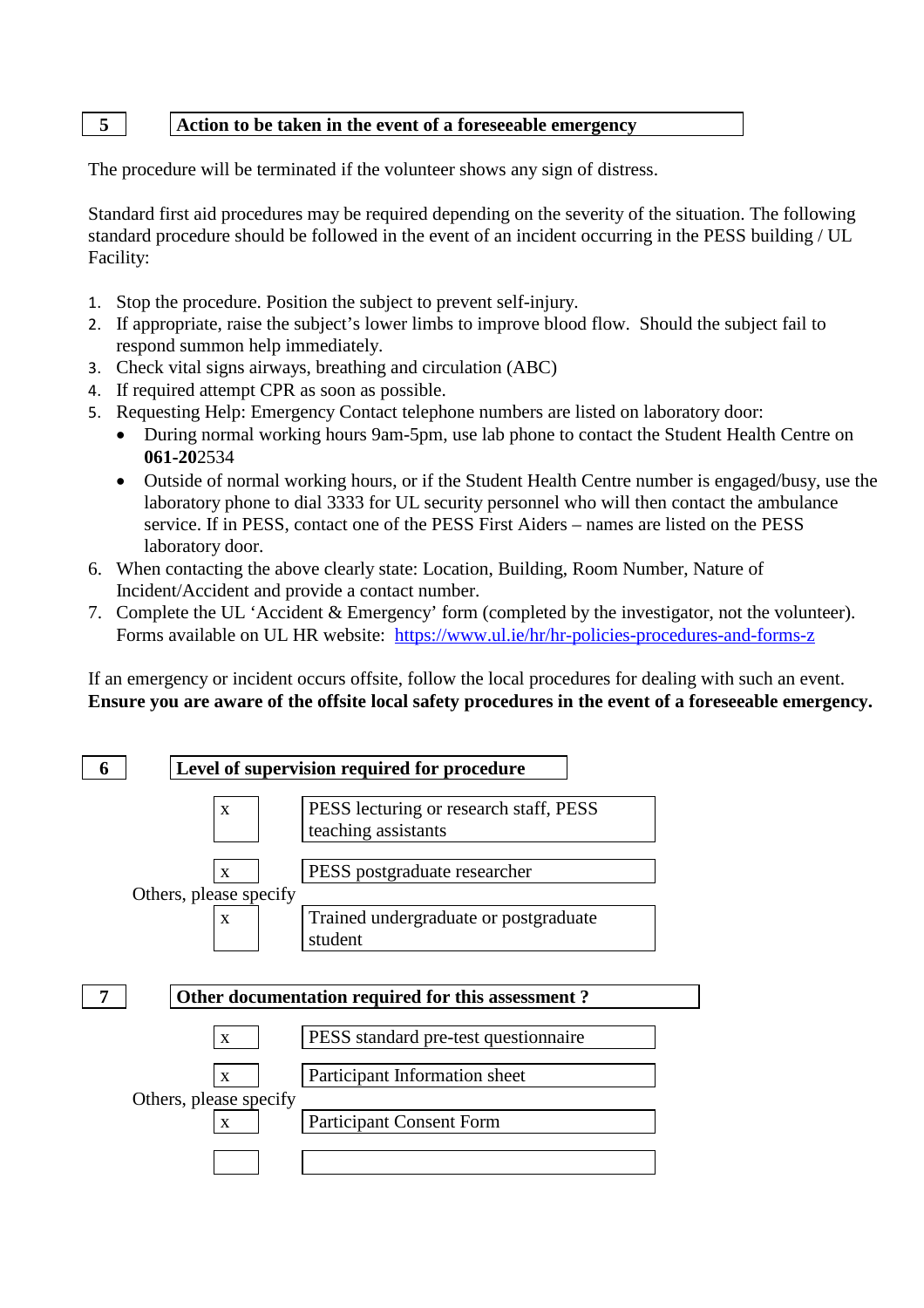## 5 Action to be taken in the event of a foreseeable emergency

The procedure will be terminated if the volunteer shows any sign of distress.

Standard first aid procedures may be required depending on the severity of the situation. The following standard procedure should be followed in the event of an incident occurring in the PESS building / UL Facility:

1. Stop the procedure. Position the subject to prevent self-injury.
2. If appropriate, raise the subject's lower limbs to improve blood flow. Should the subject fail to respond summon help immediately.
3. Check vital signs airways, breathing and circulation (ABC)
4. If required attempt CPR as soon as possible.
5. Requesting Help: Emergency Contact telephone numbers are listed on laboratory door:
   - During normal working hours 9am-5pm, use lab phone to contact the Student Health Centre on **061-20**2534
   - Outside of normal working hours, or if the Student Health Centre number is engaged/busy, use the laboratory phone to dial 3333 for UL security personnel who will then contact the ambulance service. If in PESS, contact one of the PESS First Aiders – names are listed on the PESS laboratory door.
6. When contacting the above clearly state: Location, Building, Room Number, Nature of Incident/Accident and provide a contact number.
7. Complete the UL 'Accident & Emergency' form (completed by the investigator, not the volunteer). Forms available on UL HR website: https://www.ul.ie/hr/hr-policies-procedures-and-forms-z

If an emergency or incident occurs offsite, follow the local procedures for dealing with such an event. **Ensure you are aware of the offsite local safety procedures in the event of a foreseeable emergency.**

## 6 Level of supervision required for procedure

| | |
|---|---|
| x | PESS lecturing or research staff, PESS teaching assistants |
| x | PESS postgraduate researcher |

Others, please specify

| | |
|---|---|
| x | Trained undergraduate or postgraduate student |

## 7 Other documentation required for this assessment ?

| | |
|---|---|
| x | PESS standard pre-test questionnaire |
| x | Participant Information sheet |

Others, please specify

| | |
|---|---|
| x | Participant Consent Form |
| | |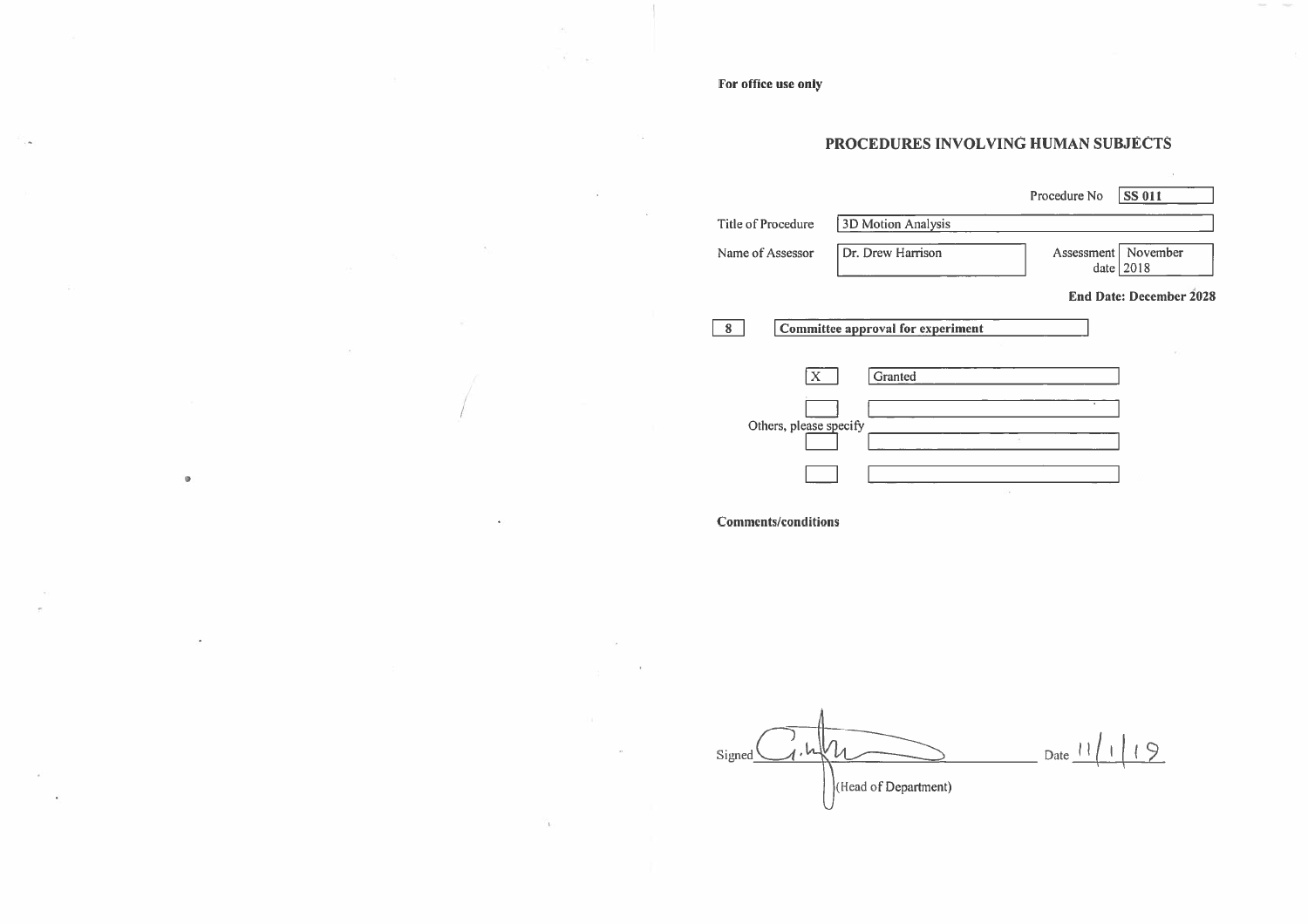**For office use only**

# PROCEDURES INVOLVING HUMAN SUBJECTS

Procedure No: **SS 011**

Title of Procedure: 3D Motion Analysis

Name of Assessor: Dr. Drew Harrison

Assessment date: November 2018

**End Date: December 2028**

**8** **Committee approval for experiment**

| | |
|---|---|
| X | Granted |
| | |
| | |
| | |

Others, please specify

**Comments/conditions**

Signed _______________ (Head of Department)

Date 11/1/19